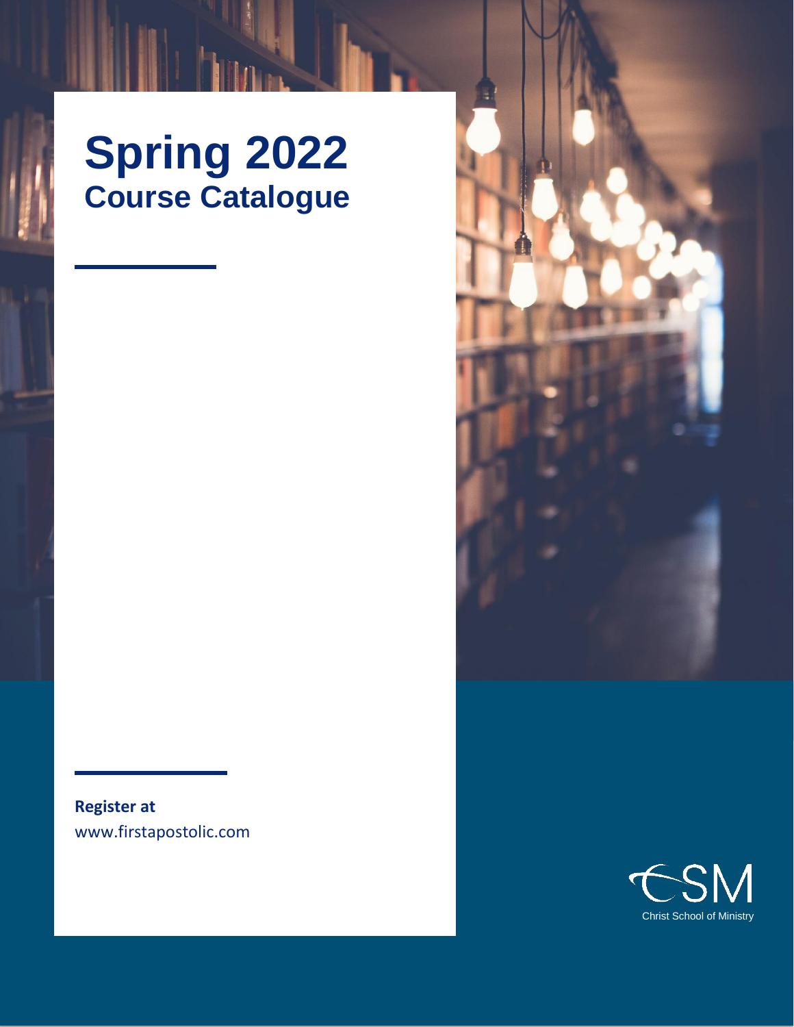# Spring 2022
## Course Catalogue

**Register at**
www.firstapostolic.com

CSM
Christ School of Ministry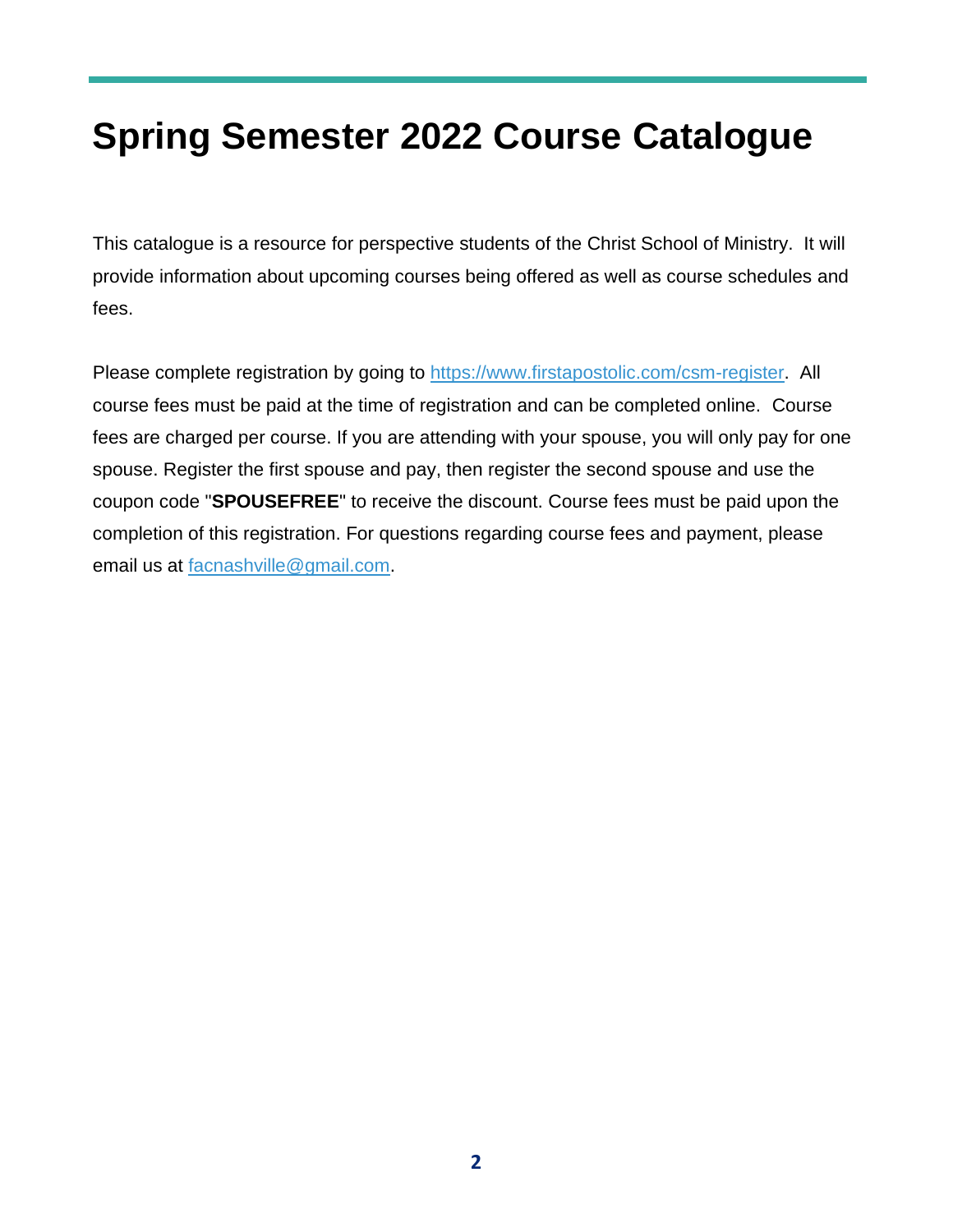# Spring Semester 2022 Course Catalogue

This catalogue is a resource for perspective students of the Christ School of Ministry. It will provide information about upcoming courses being offered as well as course schedules and fees.

Please complete registration by going to [https://www.firstapostolic.com/csm-register](https://www.firstapostolic.com/csm-register). All course fees must be paid at the time of registration and can be completed online. Course fees are charged per course. If you are attending with your spouse, you will only pay for one spouse. Register the first spouse and pay, then register the second spouse and use the coupon code "**SPOUSEFREE**" to receive the discount. Course fees must be paid upon the completion of this registration. For questions regarding course fees and payment, please email us at [facnashville@gmail.com](mailto:facnashville@gmail.com).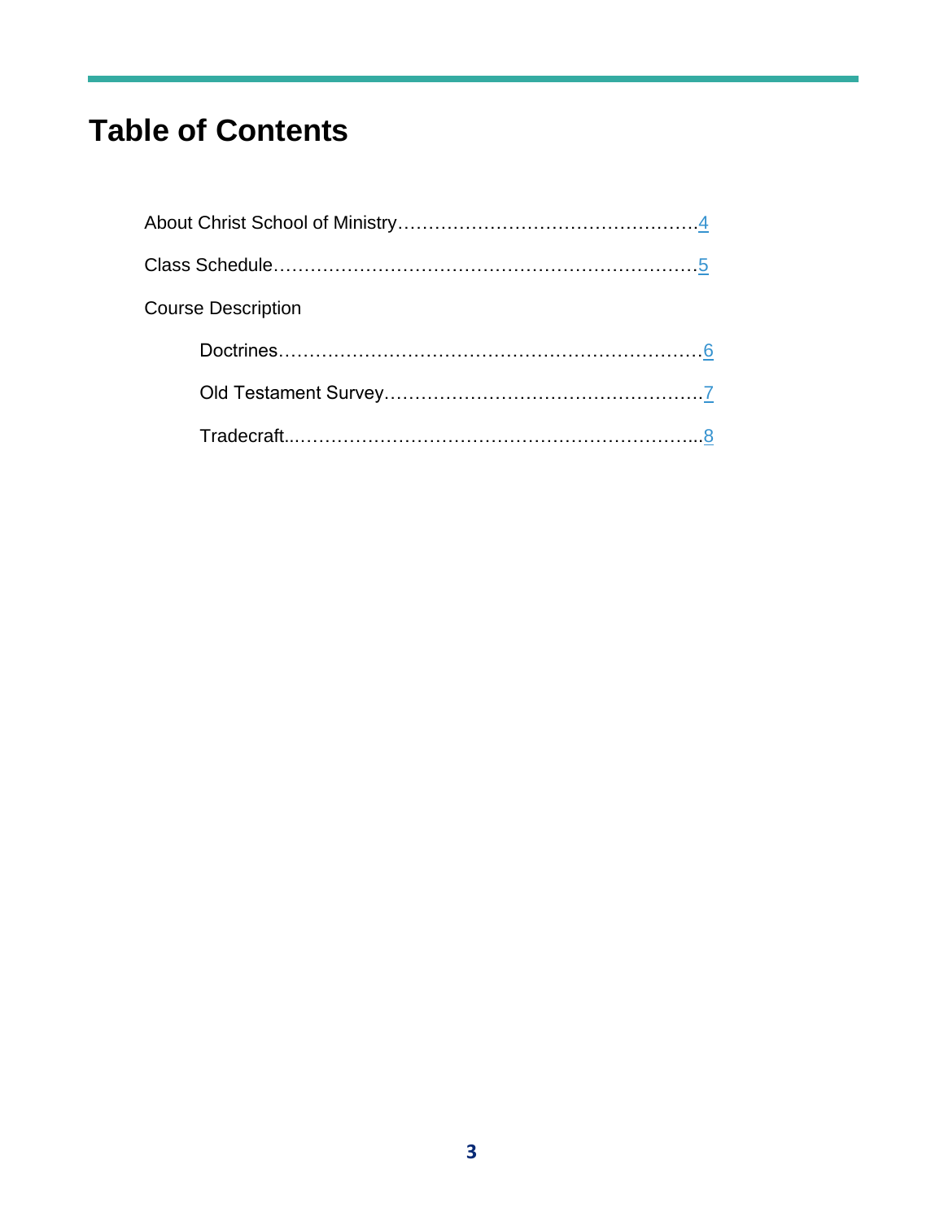# Table of Contents

About Christ School of Ministry……………………………………………4

Class Schedule……………………………………………………………5

Course Description

- Doctrines……………………………………………………………6
- Old Testament Survey………………………………………………7
- Tradecraft..……………………………………………………….…..8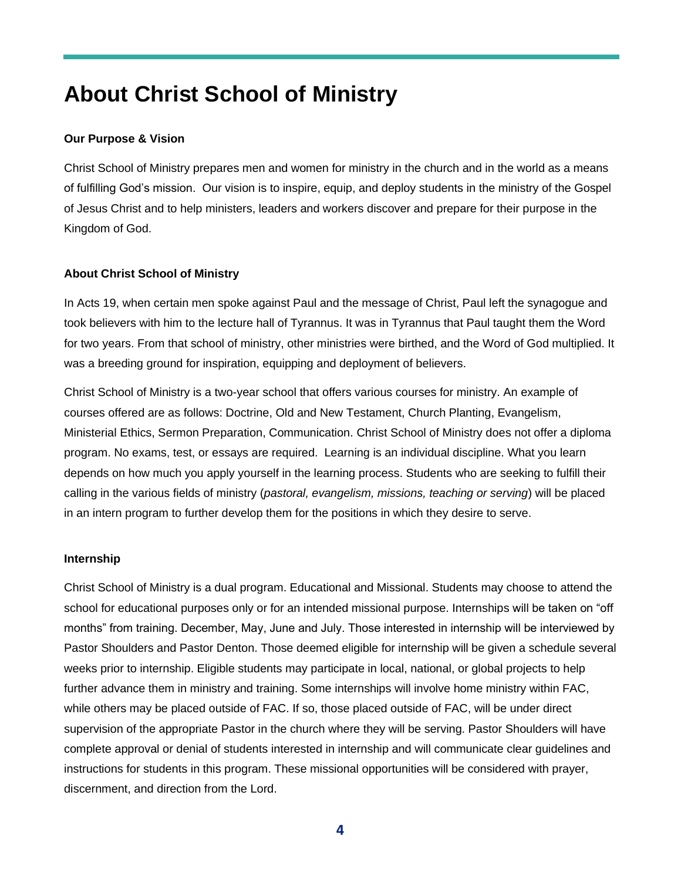# About Christ School of Ministry

**Our Purpose & Vision**

Christ School of Ministry prepares men and women for ministry in the church and in the world as a means of fulfilling God's mission. Our vision is to inspire, equip, and deploy students in the ministry of the Gospel of Jesus Christ and to help ministers, leaders and workers discover and prepare for their purpose in the Kingdom of God.

**About Christ School of Ministry**

In Acts 19, when certain men spoke against Paul and the message of Christ, Paul left the synagogue and took believers with him to the lecture hall of Tyrannus. It was in Tyrannus that Paul taught them the Word for two years. From that school of ministry, other ministries were birthed, and the Word of God multiplied. It was a breeding ground for inspiration, equipping and deployment of believers.

Christ School of Ministry is a two-year school that offers various courses for ministry. An example of courses offered are as follows: Doctrine, Old and New Testament, Church Planting, Evangelism, Ministerial Ethics, Sermon Preparation, Communication. Christ School of Ministry does not offer a diploma program. No exams, test, or essays are required. Learning is an individual discipline. What you learn depends on how much you apply yourself in the learning process. Students who are seeking to fulfill their calling in the various fields of ministry (*pastoral, evangelism, missions, teaching or serving*) will be placed in an intern program to further develop them for the positions in which they desire to serve.

**Internship**

Christ School of Ministry is a dual program. Educational and Missional. Students may choose to attend the school for educational purposes only or for an intended missional purpose. Internships will be taken on "off months" from training. December, May, June and July. Those interested in internship will be interviewed by Pastor Shoulders and Pastor Denton. Those deemed eligible for internship will be given a schedule several weeks prior to internship. Eligible students may participate in local, national, or global projects to help further advance them in ministry and training. Some internships will involve home ministry within FAC, while others may be placed outside of FAC. If so, those placed outside of FAC, will be under direct supervision of the appropriate Pastor in the church where they will be serving. Pastor Shoulders will have complete approval or denial of students interested in internship and will communicate clear guidelines and instructions for students in this program. These missional opportunities will be considered with prayer, discernment, and direction from the Lord.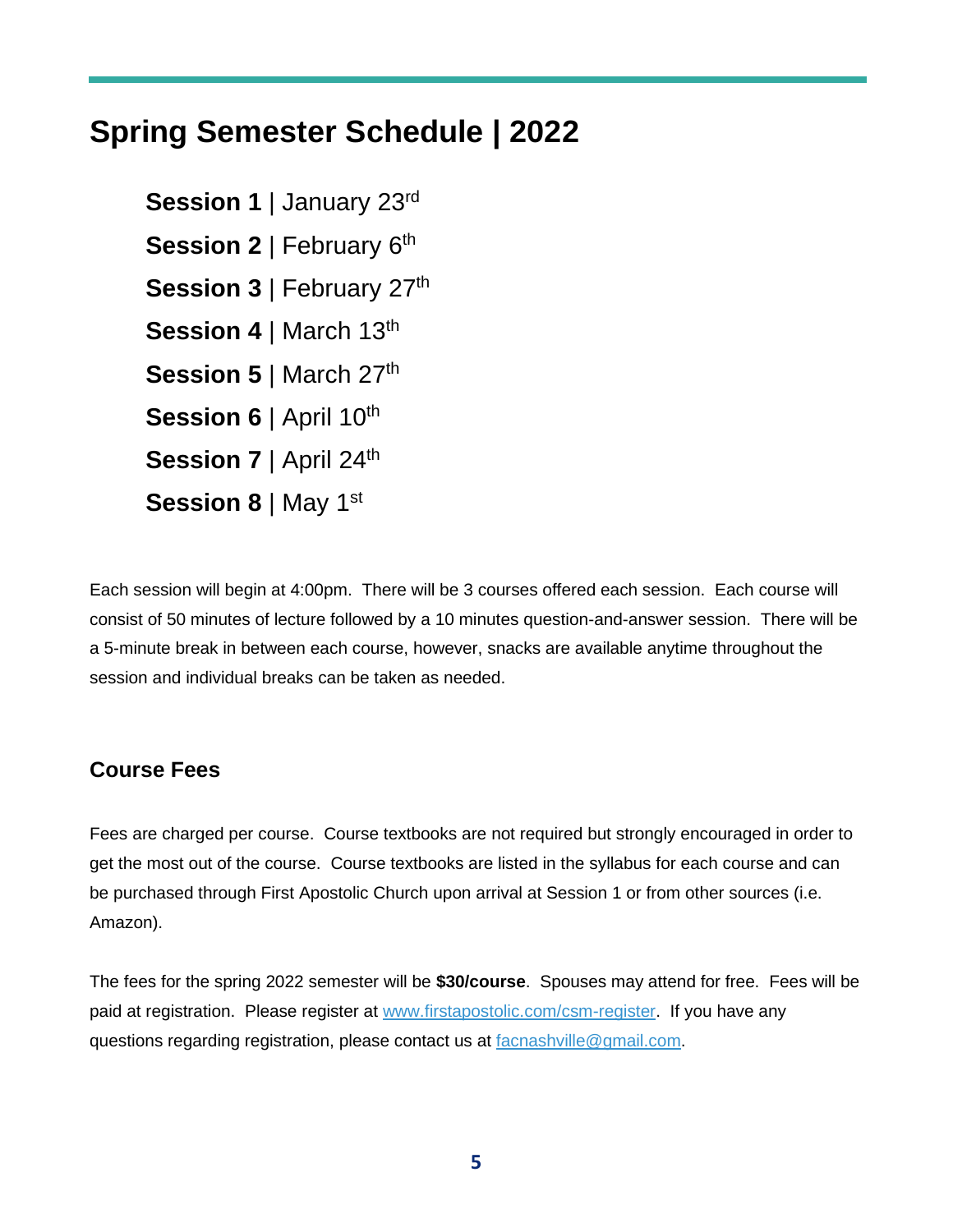# Spring Semester Schedule | 2022

**Session 1** | January 23rd

**Session 2** | February 6th

**Session 3** | February 27th

**Session 4** | March 13th

**Session 5** | March 27th

**Session 6** | April 10th

**Session 7** | April 24th

**Session 8** | May 1st

Each session will begin at 4:00pm. There will be 3 courses offered each session. Each course will consist of 50 minutes of lecture followed by a 10 minutes question-and-answer session. There will be a 5-minute break in between each course, however, snacks are available anytime throughout the session and individual breaks can be taken as needed.

## Course Fees

Fees are charged per course. Course textbooks are not required but strongly encouraged in order to get the most out of the course. Course textbooks are listed in the syllabus for each course and can be purchased through First Apostolic Church upon arrival at Session 1 or from other sources (i.e. Amazon).

The fees for the spring 2022 semester will be **$30/course**. Spouses may attend for free. Fees will be paid at registration. Please register at [www.firstapostolic.com/csm-register](www.firstapostolic.com/csm-register). If you have any questions regarding registration, please contact us at [facnashville@gmail.com](mailto:facnashville@gmail.com).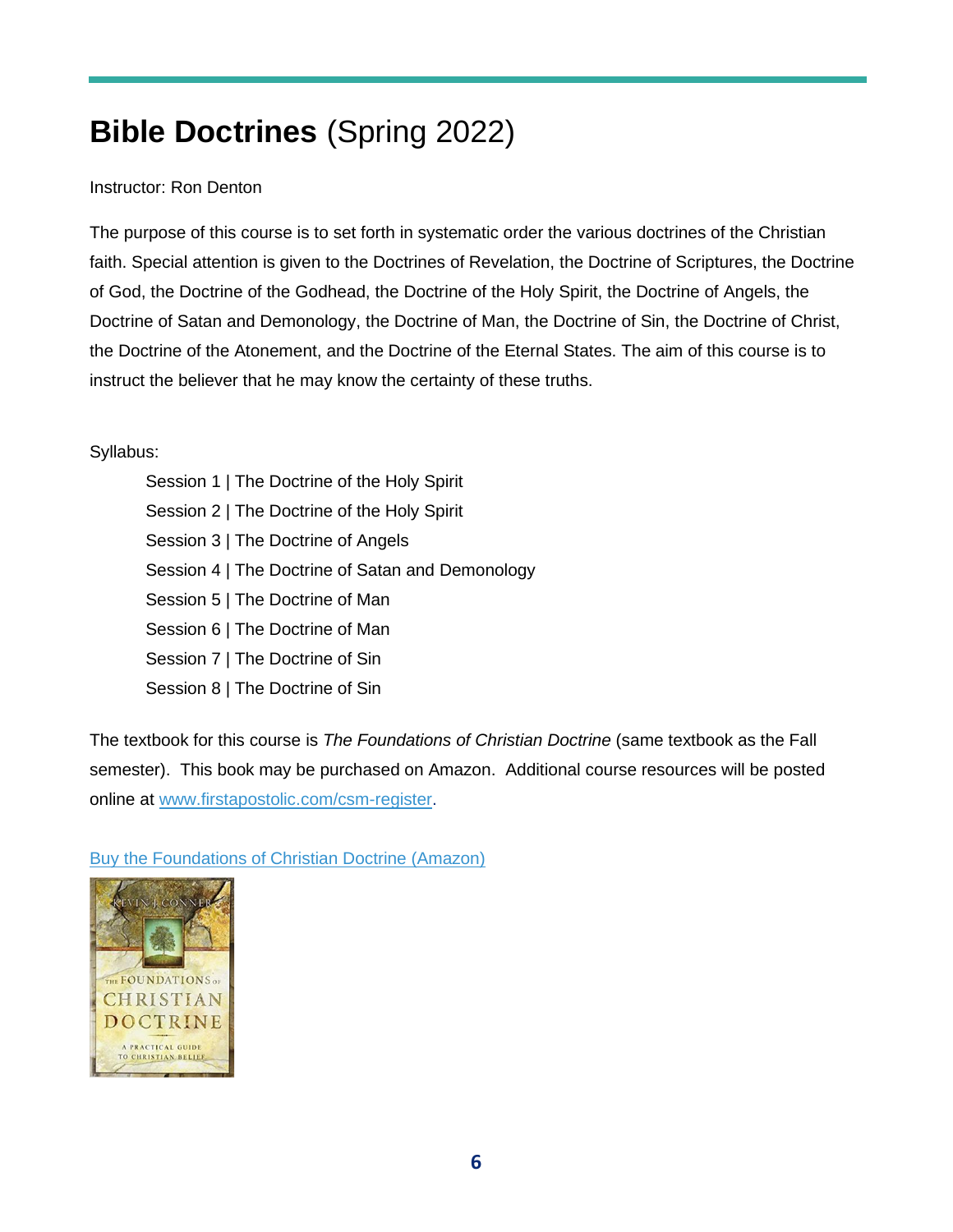# **Bible Doctrines** (Spring 2022)

Instructor: Ron Denton

The purpose of this course is to set forth in systematic order the various doctrines of the Christian faith. Special attention is given to the Doctrines of Revelation, the Doctrine of Scriptures, the Doctrine of God, the Doctrine of the Godhead, the Doctrine of the Holy Spirit, the Doctrine of Angels, the Doctrine of Satan and Demonology, the Doctrine of Man, the Doctrine of Sin, the Doctrine of Christ, the Doctrine of the Atonement, and the Doctrine of the Eternal States. The aim of this course is to instruct the believer that he may know the certainty of these truths.

Syllabus:

- Session 1 | The Doctrine of the Holy Spirit
- Session 2 | The Doctrine of the Holy Spirit
- Session 3 | The Doctrine of Angels
- Session 4 | The Doctrine of Satan and Demonology
- Session 5 | The Doctrine of Man
- Session 6 | The Doctrine of Man
- Session 7 | The Doctrine of Sin
- Session 8 | The Doctrine of Sin

The textbook for this course is *The Foundations of Christian Doctrine* (same textbook as the Fall semester). This book may be purchased on Amazon. Additional course resources will be posted online at www.firstapostolic.com/csm-register.

Buy the Foundations of Christian Doctrine (Amazon)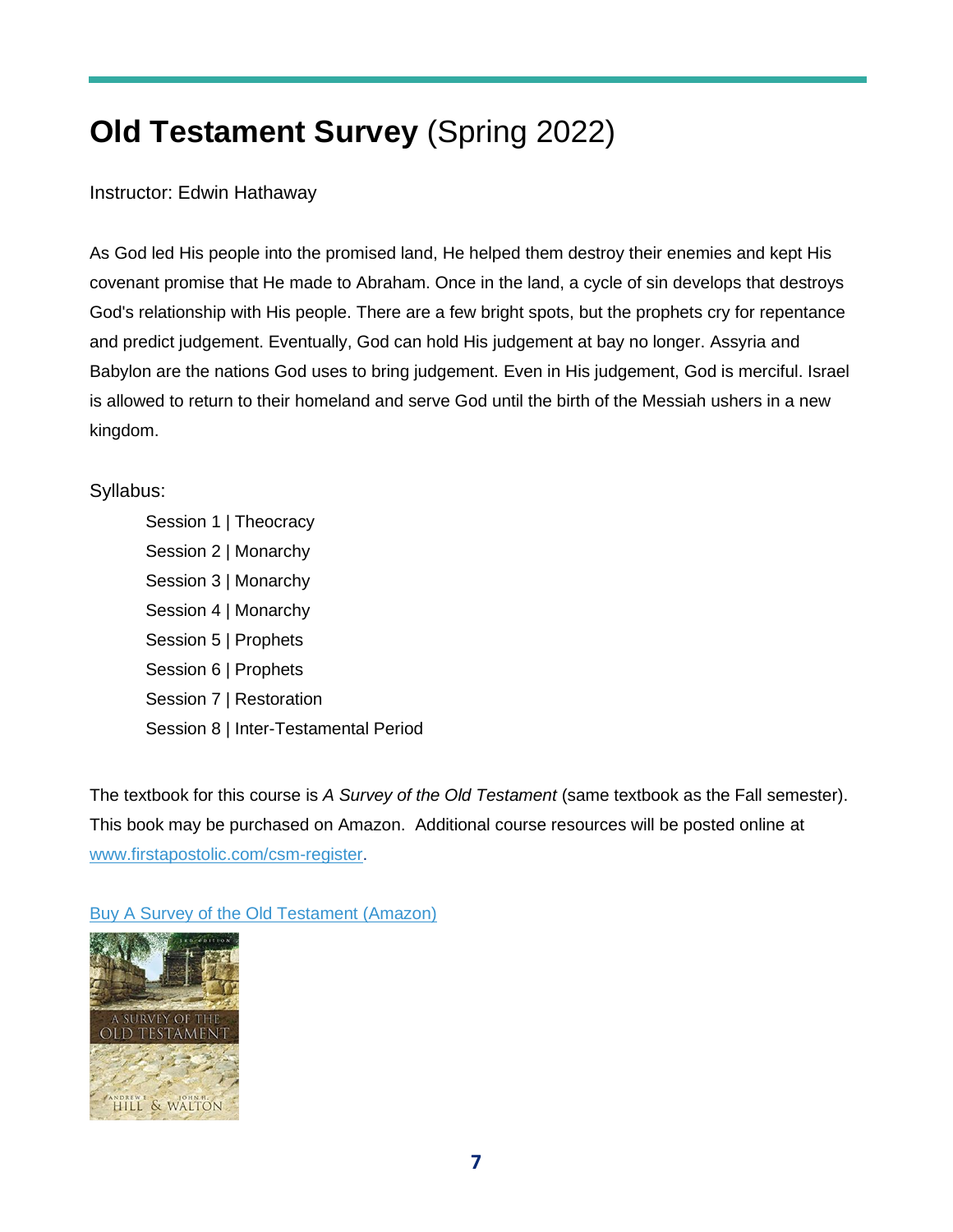# **Old Testament Survey** (Spring 2022)

Instructor: Edwin Hathaway

As God led His people into the promised land, He helped them destroy their enemies and kept His covenant promise that He made to Abraham. Once in the land, a cycle of sin develops that destroys God's relationship with His people. There are a few bright spots, but the prophets cry for repentance and predict judgement. Eventually, God can hold His judgement at bay no longer. Assyria and Babylon are the nations God uses to bring judgement. Even in His judgement, God is merciful. Israel is allowed to return to their homeland and serve God until the birth of the Messiah ushers in a new kingdom.

Syllabus:

- Session 1 | Theocracy
- Session 2 | Monarchy
- Session 3 | Monarchy
- Session 4 | Monarchy
- Session 5 | Prophets
- Session 6 | Prophets
- Session 7 | Restoration
- Session 8 | Inter-Testamental Period

The textbook for this course is *A Survey of the Old Testament* (same textbook as the Fall semester). This book may be purchased on Amazon. Additional course resources will be posted online at www.firstapostolic.com/csm-register.

Buy A Survey of the Old Testament (Amazon)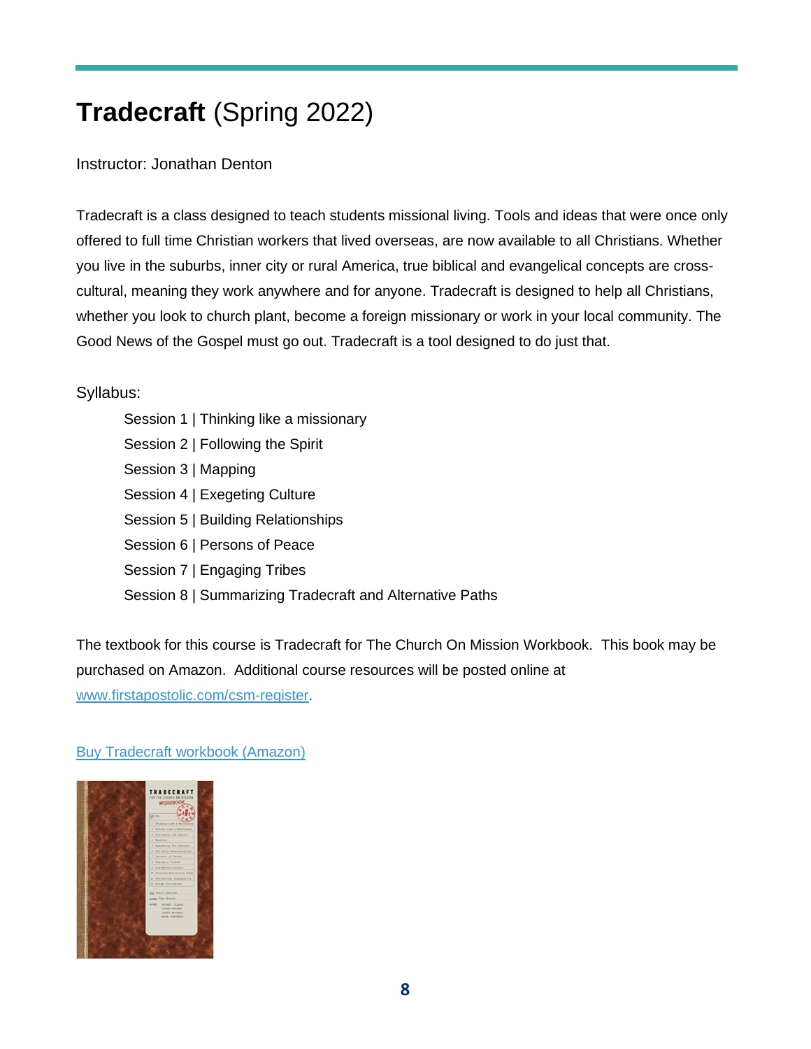# **Tradecraft** (Spring 2022)

Instructor: Jonathan Denton

Tradecraft is a class designed to teach students missional living. Tools and ideas that were once only offered to full time Christian workers that lived overseas, are now available to all Christians. Whether you live in the suburbs, inner city or rural America, true biblical and evangelical concepts are cross-cultural, meaning they work anywhere and for anyone. Tradecraft is designed to help all Christians, whether you look to church plant, become a foreign missionary or work in your local community. The Good News of the Gospel must go out. Tradecraft is a tool designed to do just that.

Syllabus:

- Session 1 | Thinking like a missionary
- Session 2 | Following the Spirit
- Session 3 | Mapping
- Session 4 | Exegeting Culture
- Session 5 | Building Relationships
- Session 6 | Persons of Peace
- Session 7 | Engaging Tribes
- Session 8 | Summarizing Tradecraft and Alternative Paths

The textbook for this course is Tradecraft for The Church On Mission Workbook. This book may be purchased on Amazon. Additional course resources will be posted online at www.firstapostolic.com/csm-register.

Buy Tradecraft workbook (Amazon)